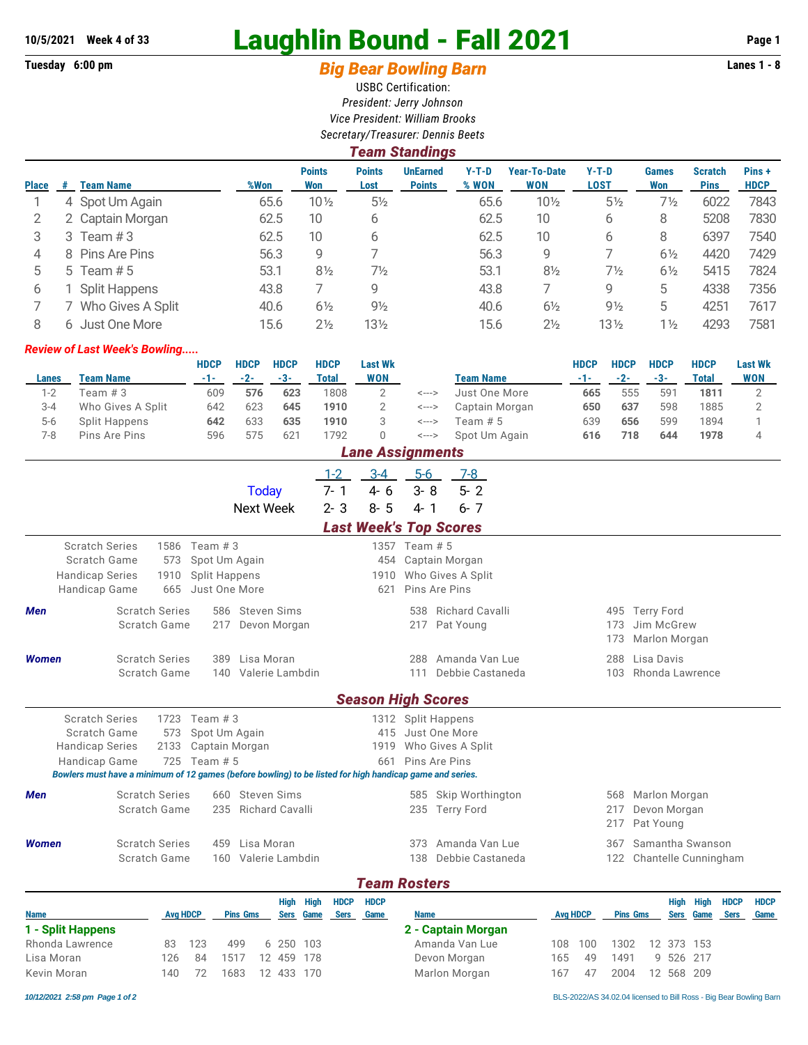**10/5/2021 Week 4 of 33**

**Tuesday 6:00 pm**

# Laughlin Bound - Fall 2021

## *Big Bear Bowling Barn*

**Lanes 1 - 8**

USBC Certification:

*President: Jerry Johnson*

*Vice President: William Brooks*

*Secretary/Treasurer: Dennis Beets*

### *Team Standings*

| Place | # | Team Name | %Won | Points Won | Points Lost | UnEarned Points | Y-T-D % WON | Year-To-Date WON | Y-T-D LOST | Games Won | Scratch Pins | Pins + HDCP |
|---|---|---|---|---|---|---|---|---|---|---|---|---|
| 1 | 4 | Spot Um Again | 65.6 | 10½ | 5½ | | 65.6 | 10½ | 5½ | 7½ | 6022 | 7843 |
| 2 | 2 | Captain Morgan | 62.5 | 10 | 6 | | 62.5 | 10 | 6 | 8 | 5208 | 7830 |
| 3 | 3 | Team # 3 | 62.5 | 10 | 6 | | 62.5 | 10 | 6 | 8 | 6397 | 7540 |
| 4 | 8 | Pins Are Pins | 56.3 | 9 | 7 | | 56.3 | 9 | 7 | 6½ | 4420 | 7429 |
| 5 | 5 | Team # 5 | 53.1 | 8½ | 7½ | | 53.1 | 8½ | 7½ | 6½ | 5415 | 7824 |
| 6 | 1 | Split Happens | 43.8 | 7 | 9 | | 43.8 | 7 | 9 | 5 | 4338 | 7356 |
| 7 | 7 | Who Gives A Split | 40.6 | 6½ | 9½ | | 40.6 | 6½ | 9½ | 5 | 4251 | 7617 |
| 8 | 6 | Just One More | 15.6 | 2½ | 13½ | | 15.6 | 2½ | 13½ | 1½ | 4293 | 7581 |

***Review of Last Week's Bowling.....***

| Lanes | Team Name | HDCP -1- | HDCP -2- | HDCP -3- | HDCP Total | Last Wk WON | | Team Name | HDCP -1- | HDCP -2- | HDCP -3- | HDCP Total | Last Wk WON |
|---|---|---|---|---|---|---|---|---|---|---|---|---|---|
| 1-2 | Team # 3 | 609 | **576** | **623** | 1808 | 2 | <---> | Just One More | **665** | 555 | 591 | **1811** | 2 |
| 3-4 | Who Gives A Split | 642 | 623 | **645** | **1910** | 2 | <---> | Captain Morgan | **650** | **637** | 598 | 1885 | 2 |
| 5-6 | Split Happens | **642** | 633 | **635** | **1910** | 3 | <---> | Team # 5 | 639 | **656** | 599 | 1894 | 1 |
| 7-8 | Pins Are Pins | 596 | 575 | 621 | 1792 | 0 | <---> | Spot Um Again | **616** | **718** | **644** | **1978** | 4 |

### *Lane Assignments*

| | 1-2 | 3-4 | 5-6 | 7-8 |
|---|---|---|---|---|
| Today | 7- 1 | 4- 6 | 3- 8 | 5- 2 |
| Next Week | 2- 3 | 8- 5 | 4- 1 | 6- 7 |

### *Last Week's Top Scores*

| | | | | |
|---|---|---|---|---|
| Scratch Series | 1586 | Team # 3 | 1357 | Team # 5 |
| Scratch Game | 573 | Spot Um Again | 454 | Captain Morgan |
| Handicap Series | 1910 | Split Happens | 1910 | Who Gives A Split |
| Handicap Game | 665 | Just One More | 621 | Pins Are Pins |

| | | | | | | | |
|---|---|---|---|---|---|---|---|
| ***Men*** | Scratch Series | 586 | Steven Sims | 538 | Richard Cavalli | 495 | Terry Ford |
| | Scratch Game | 217 | Devon Morgan | 217 | Pat Young | 173 | Jim McGrew |
| | | | | | | 173 | Marlon Morgan |
| ***Women*** | Scratch Series | 389 | Lisa Moran | 288 | Amanda Van Lue | 288 | Lisa Davis |
| | Scratch Game | 140 | Valerie Lambdin | 111 | Debbie Castaneda | 103 | Rhonda Lawrence |

### *Season High Scores*

| | | | | |
|---|---|---|---|---|
| Scratch Series | 1723 | Team # 3 | 1312 | Split Happens |
| Scratch Game | 573 | Spot Um Again | 415 | Just One More |
| Handicap Series | 2133 | Captain Morgan | 1919 | Who Gives A Split |
| Handicap Game | 725 | Team # 5 | 661 | Pins Are Pins |

***Bowlers must have a minimum of 12 games (before bowling) to be listed for high handicap game and series.***

| | | | | | | | |
|---|---|---|---|---|---|---|---|
| ***Men*** | Scratch Series | 660 | Steven Sims | 585 | Skip Worthington | 568 | Marlon Morgan |
| | Scratch Game | 235 | Richard Cavalli | 235 | Terry Ford | 217 | Devon Morgan |
| | | | | | | 217 | Pat Young |
| ***Women*** | Scratch Series | 459 | Lisa Moran | 373 | Amanda Van Lue | 367 | Samantha Swanson |
| | Scratch Game | 160 | Valerie Lambdin | 138 | Debbie Castaneda | 122 | Chantelle Cunningham |

### *Team Rosters*

**1 - Split Happens**

| Name | Avg | HDCP | Pins | Gms | High Sers | High Game | HDCP Sers | HDCP Game |
|---|---|---|---|---|---|---|---|---|
| Rhonda Lawrence | 83 | 123 | 499 | 6 | 250 | 103 | | |
| Lisa Moran | 126 | 84 | 1517 | 12 | 459 | 178 | | |
| Kevin Moran | 140 | 72 | 1683 | 12 | 433 | 170 | | |

**2 - Captain Morgan**

| Name | Avg | HDCP | Pins | Gms | High Sers | High Game | HDCP Sers | HDCP Game |
|---|---|---|---|---|---|---|---|---|
| Amanda Van Lue | 108 | 100 | 1302 | 12 | 373 | 153 | | |
| Devon Morgan | 165 | 49 | 1491 | 9 | 526 | 217 | | |
| Marlon Morgan | 167 | 47 | 2004 | 12 | 568 | 209 | | |

*10/12/2021 2:58 pm Page 1 of 2* BLS-2022/AS 34.02.04 licensed to Bill Ross - Big Bear Bowling Barn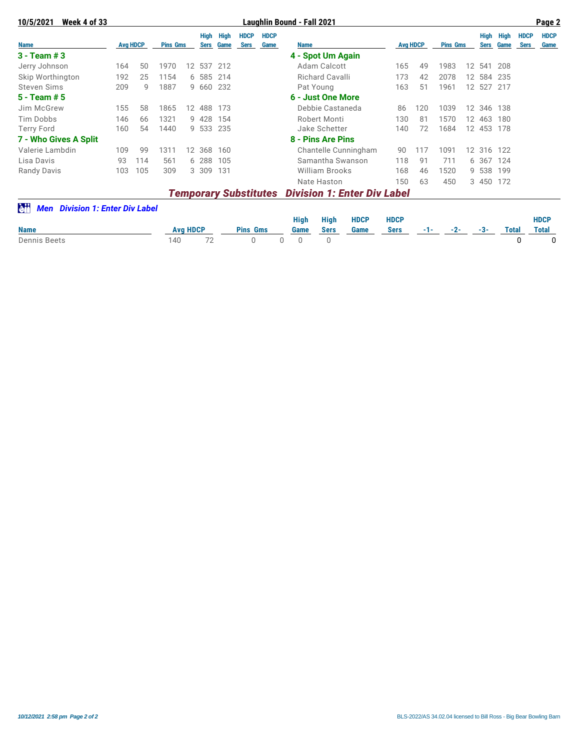| Name | Avg | HDCP | Pins | Gms | High Sers | High Game | HDCP Sers | HDCP Game |
|---|---|---|---|---|---|---|---|---|
| **3 - Team # 3** | | | | | | | | |
| Jerry Johnson | 164 | 50 | 1970 | 12 | 537 | 212 | | |
| Skip Worthington | 192 | 25 | 1154 | 6 | 585 | 214 | | |
| Steven Sims | 209 | 9 | 1887 | 9 | 660 | 232 | | |
| **5 - Team # 5** | | | | | | | | |
| Jim McGrew | 155 | 58 | 1865 | 12 | 488 | 173 | | |
| Tim Dobbs | 146 | 66 | 1321 | 9 | 428 | 154 | | |
| Terry Ford | 160 | 54 | 1440 | 9 | 533 | 235 | | |
| **7 - Who Gives A Split** | | | | | | | | |
| Valerie Lambdin | 109 | 99 | 1311 | 12 | 368 | 160 | | |
| Lisa Davis | 93 | 114 | 561 | 6 | 288 | 105 | | |
| Randy Davis | 103 | 105 | 309 | 3 | 309 | 131 | | |

| Name | Avg | HDCP | Pins | Gms | High Sers | High Game | HDCP Sers | HDCP Game |
|---|---|---|---|---|---|---|---|---|
| **4 - Spot Um Again** | | | | | | | | |
| Adam Calcott | 165 | 49 | 1983 | 12 | 541 | 208 | | |
| Richard Cavalli | 173 | 42 | 2078 | 12 | 584 | 235 | | |
| Pat Young | 163 | 51 | 1961 | 12 | 527 | 217 | | |
| **6 - Just One More** | | | | | | | | |
| Debbie Castaneda | 86 | 120 | 1039 | 12 | 346 | 138 | | |
| Robert Monti | 130 | 81 | 1570 | 12 | 463 | 180 | | |
| Jake Schetter | 140 | 72 | 1684 | 12 | 453 | 178 | | |
| **8 - Pins Are Pins** | | | | | | | | |
| Chantelle Cunningham | 90 | 117 | 1091 | 12 | 316 | 122 | | |
| Samantha Swanson | 118 | 91 | 711 | 6 | 367 | 124 | | |
| William Brooks | 168 | 46 | 1520 | 9 | 538 | 199 | | |
| Nate Haston | 150 | 63 | 450 | 3 | 450 | 172 | | |

## *Temporary Substitutes Division 1: Enter Div Label*

### *Men Division 1: Enter Div Label*

| Name | Avg | HDCP | Pins | Gms | High Game | High Sers | HDCP Game | HDCP Sers | -1- | -2- | -3- | Total | HDCP Total |
|---|---|---|---|---|---|---|---|---|---|---|---|---|---|
| Dennis Beets | 140 | 72 | 0 | 0 | 0 | 0 | | | | | | 0 | 0 |